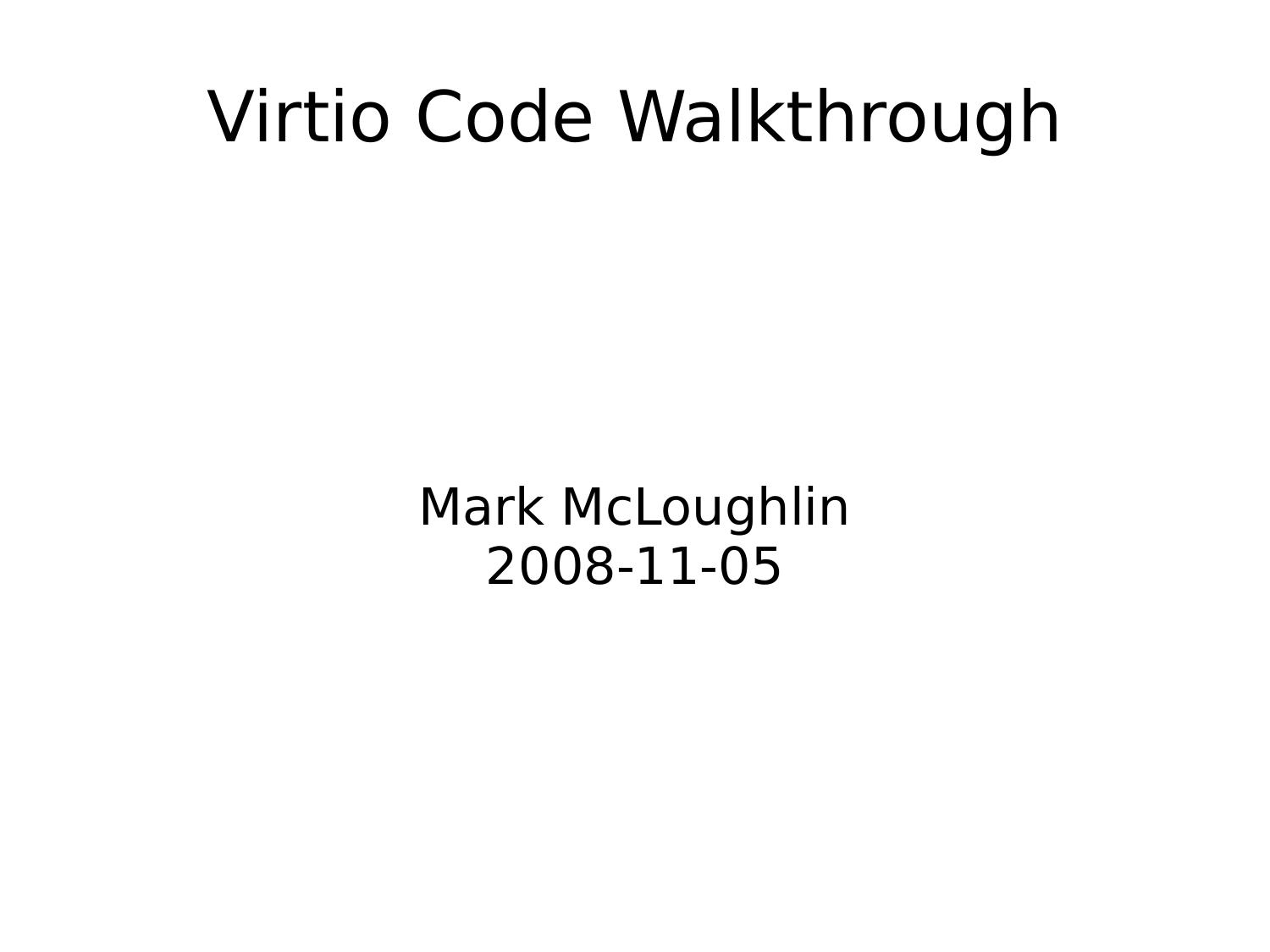# Virtio Code Walkthrough

Mark McLoughlin
2008-11-05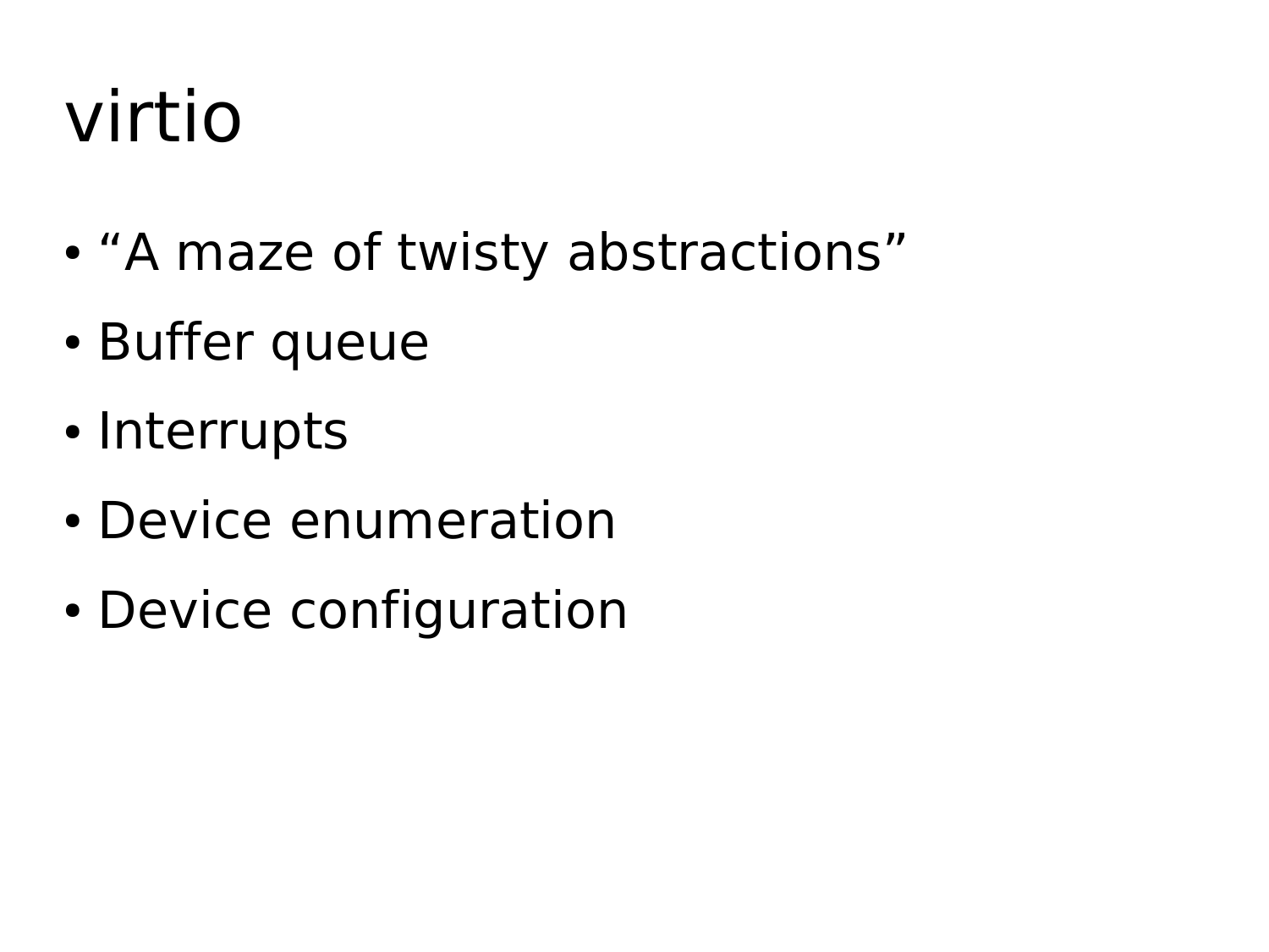# virtio

- “A maze of twisty abstractions”
- Buffer queue
- Interrupts
- Device enumeration
- Device configuration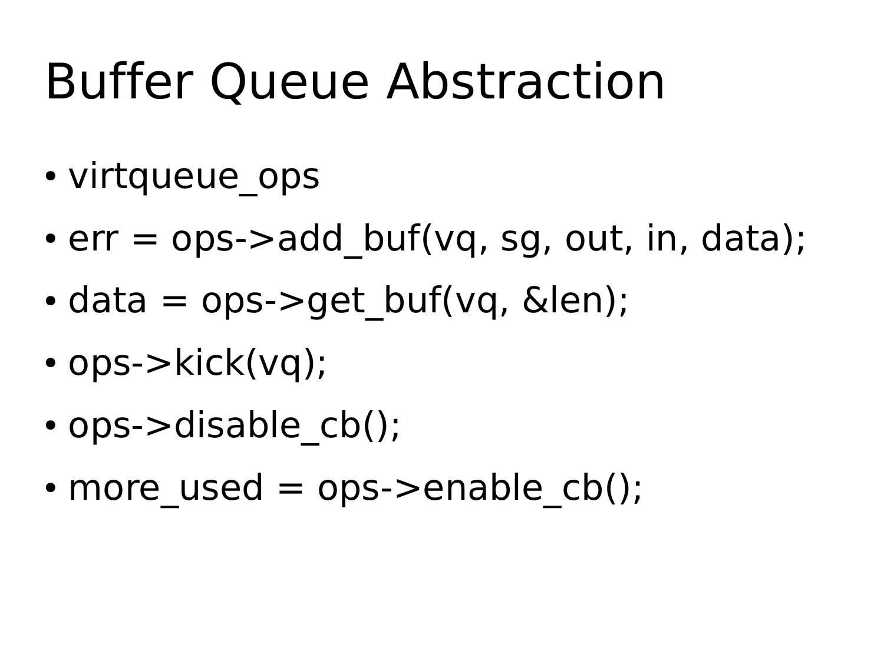# Buffer Queue Abstraction

- virtqueue_ops
- err = ops->add_buf(vq, sg, out, in, data);
- data = ops->get_buf(vq, &len);
- ops->kick(vq);
- ops->disable_cb();
- more_used = ops->enable_cb();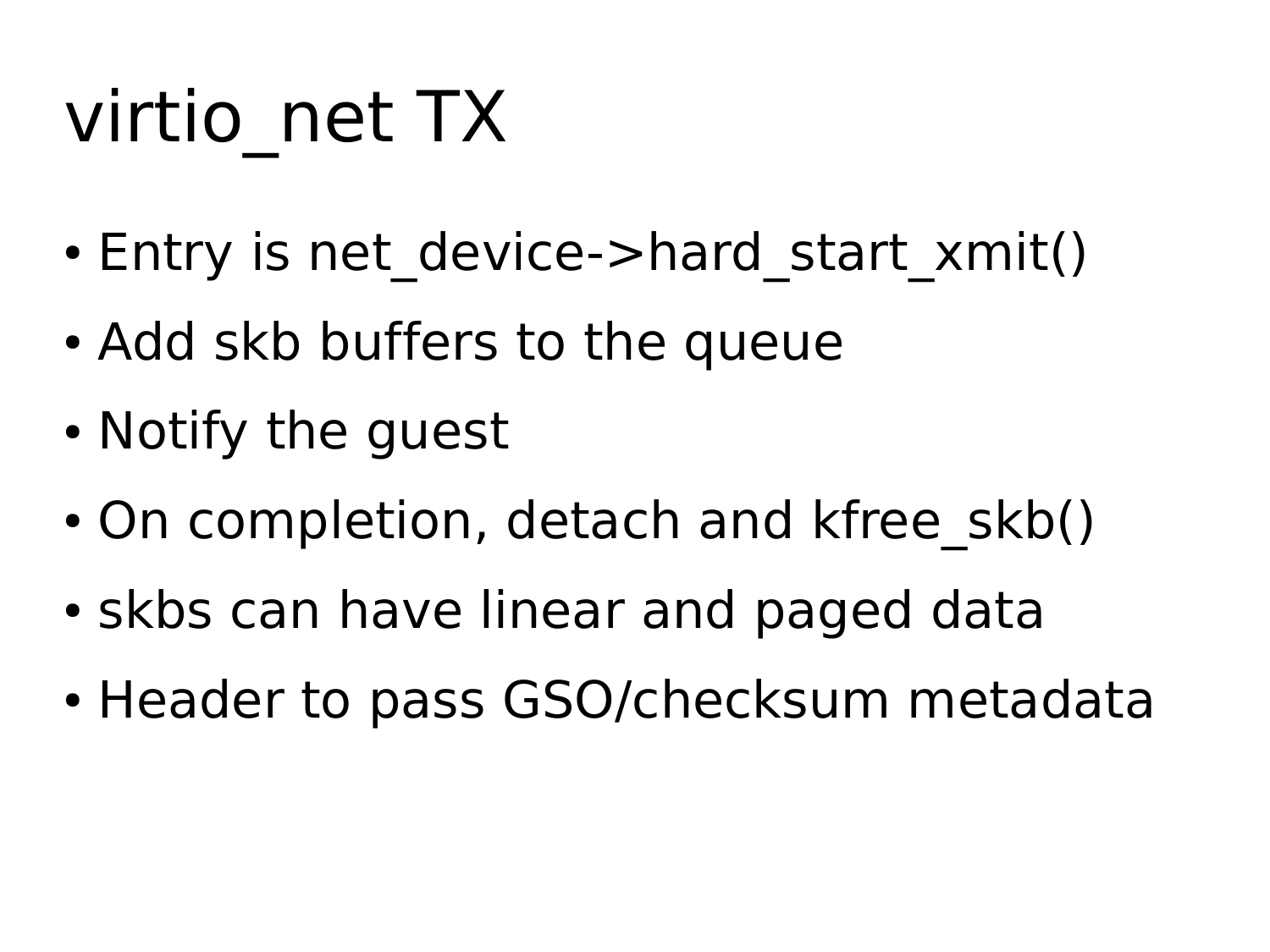# virtio_net TX

- Entry is net_device->hard_start_xmit()
- Add skb buffers to the queue
- Notify the guest
- On completion, detach and kfree_skb()
- skbs can have linear and paged data
- Header to pass GSO/checksum metadata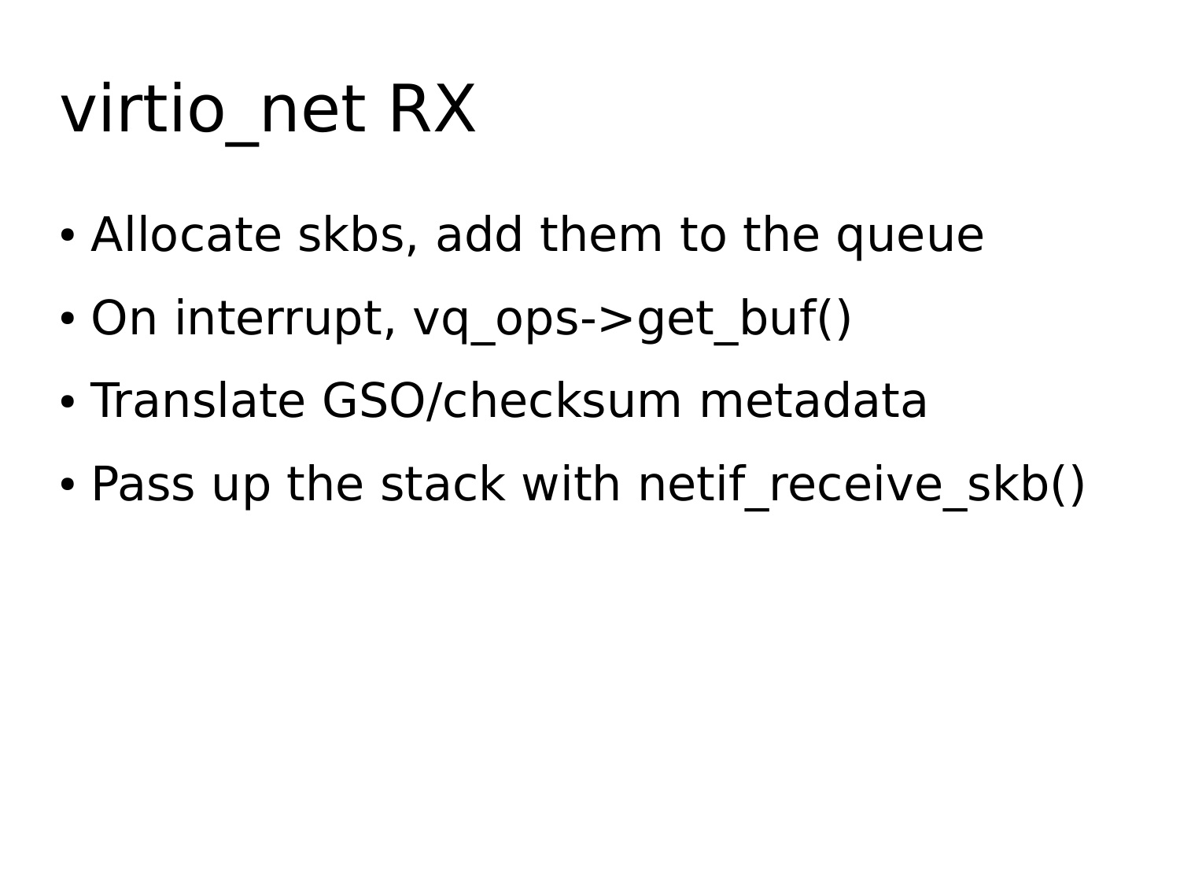# virtio_net RX

- Allocate skbs, add them to the queue
- On interrupt, vq_ops->get_buf()
- Translate GSO/checksum metadata
- Pass up the stack with netif_receive_skb()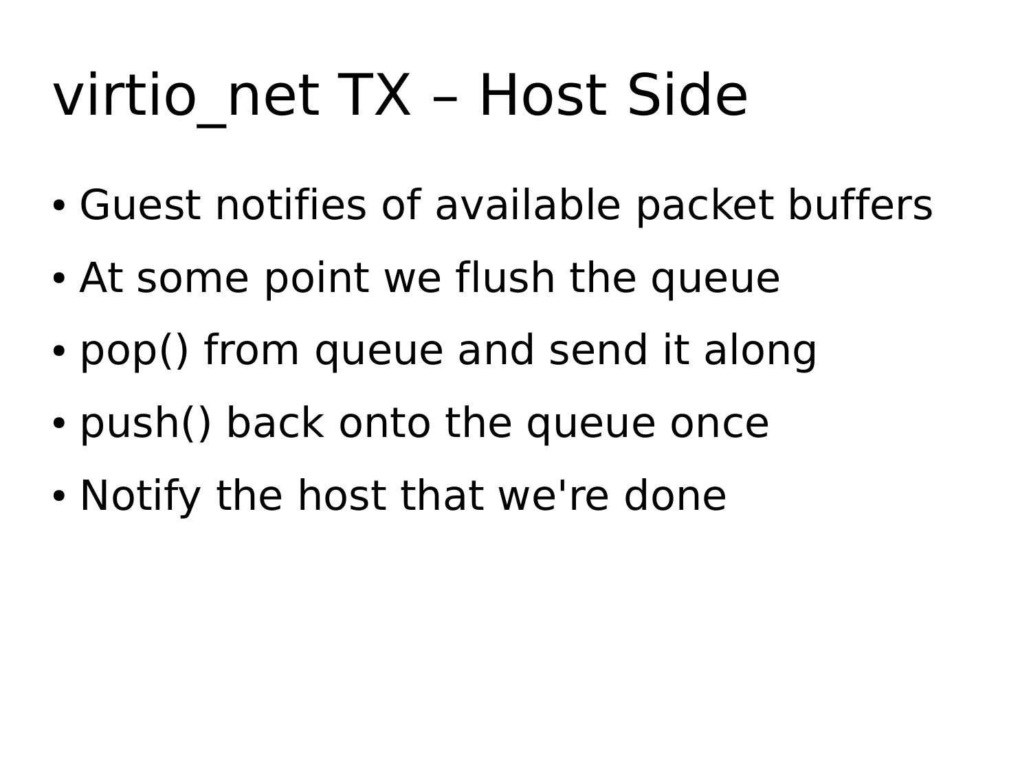# virtio_net TX – Host Side

- Guest notifies of available packet buffers
- At some point we flush the queue
- pop() from queue and send it along
- push() back onto the queue once
- Notify the host that we're done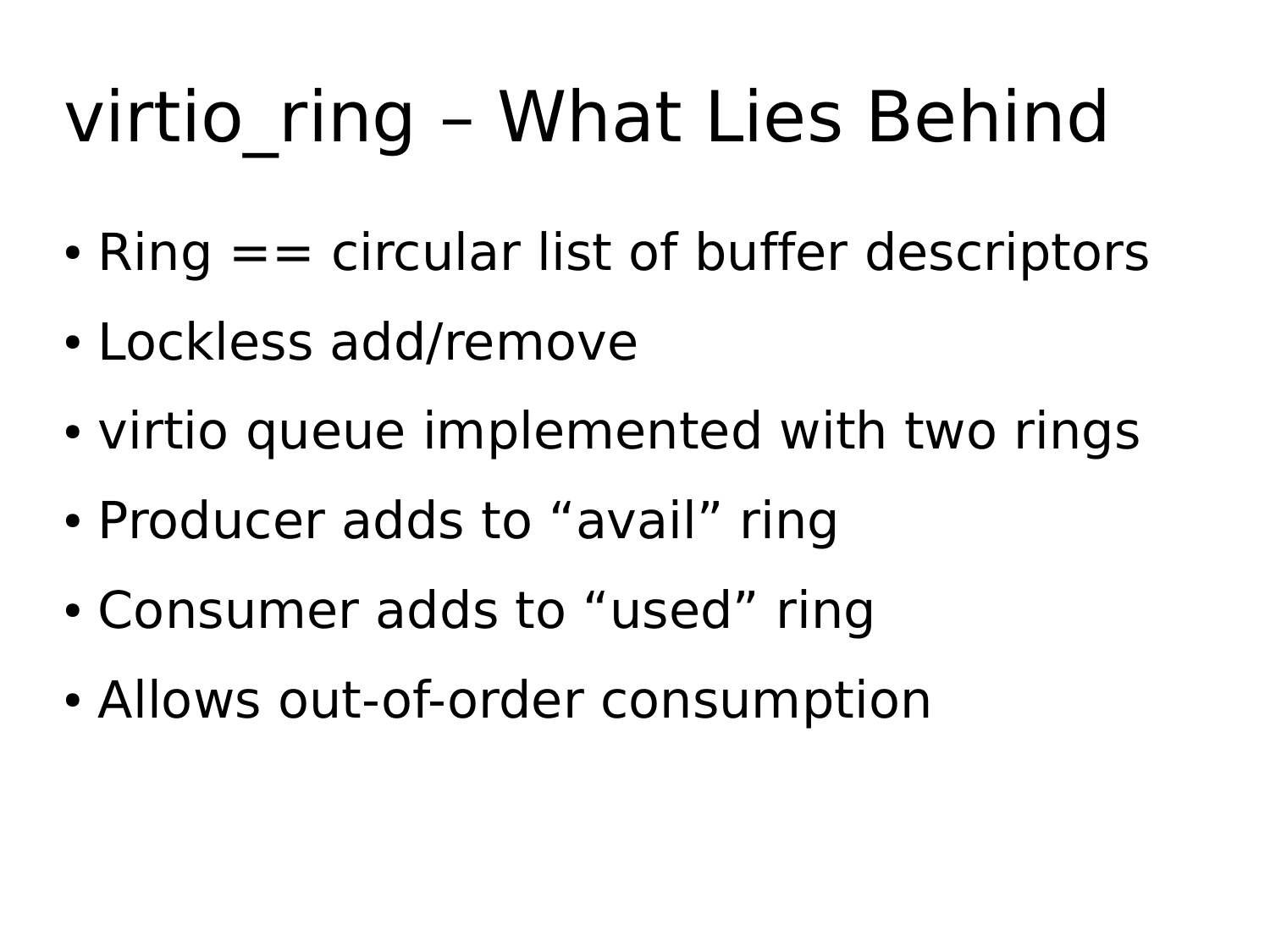# virtio_ring – What Lies Behind

- Ring == circular list of buffer descriptors
- Lockless add/remove
- virtio queue implemented with two rings
- Producer adds to “avail” ring
- Consumer adds to “used” ring
- Allows out-of-order consumption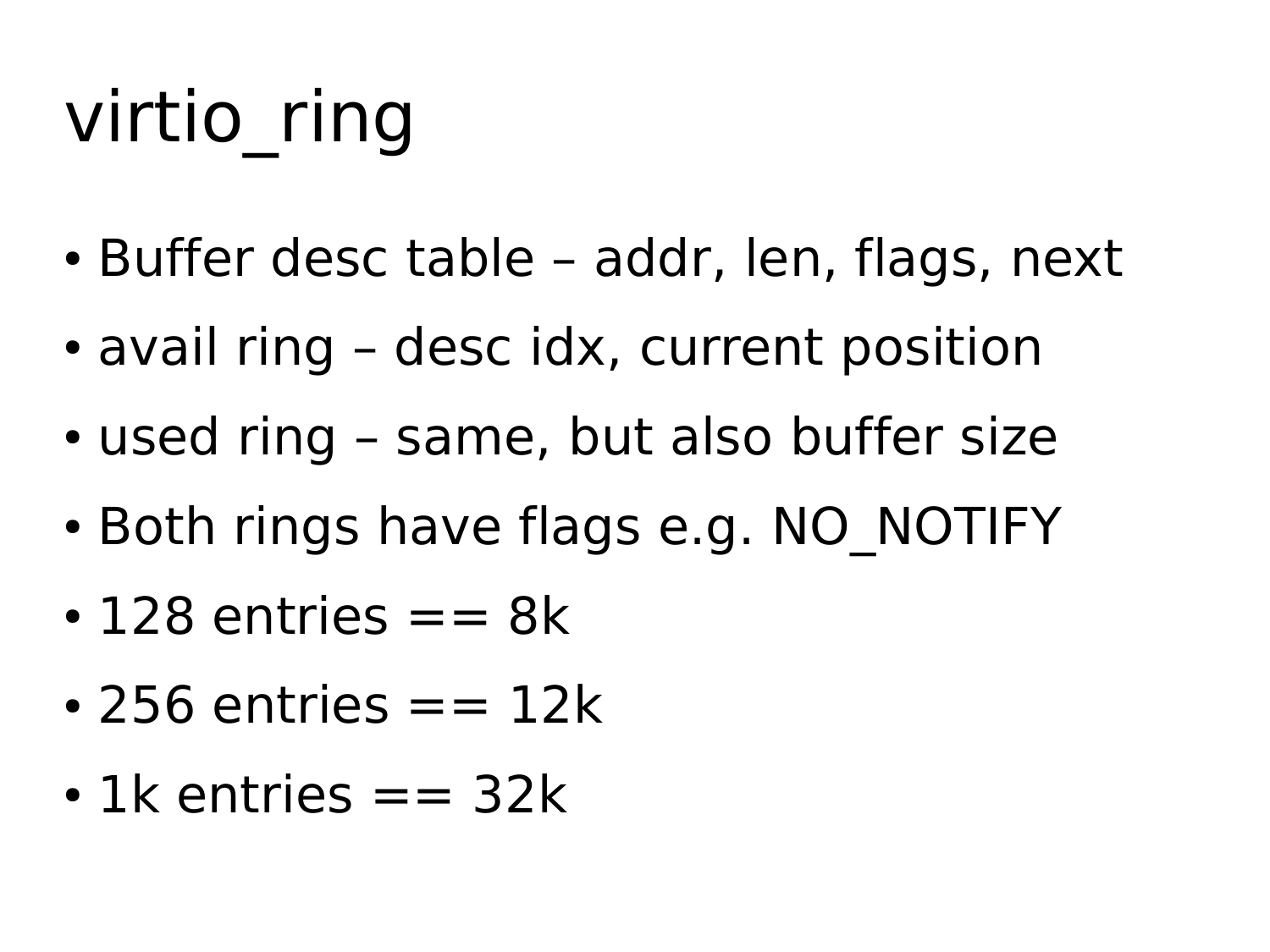# virtio_ring

- Buffer desc table – addr, len, flags, next
- avail ring – desc idx, current position
- used ring – same, but also buffer size
- Both rings have flags e.g. NO_NOTIFY
- 128 entries == 8k
- 256 entries == 12k
- 1k entries == 32k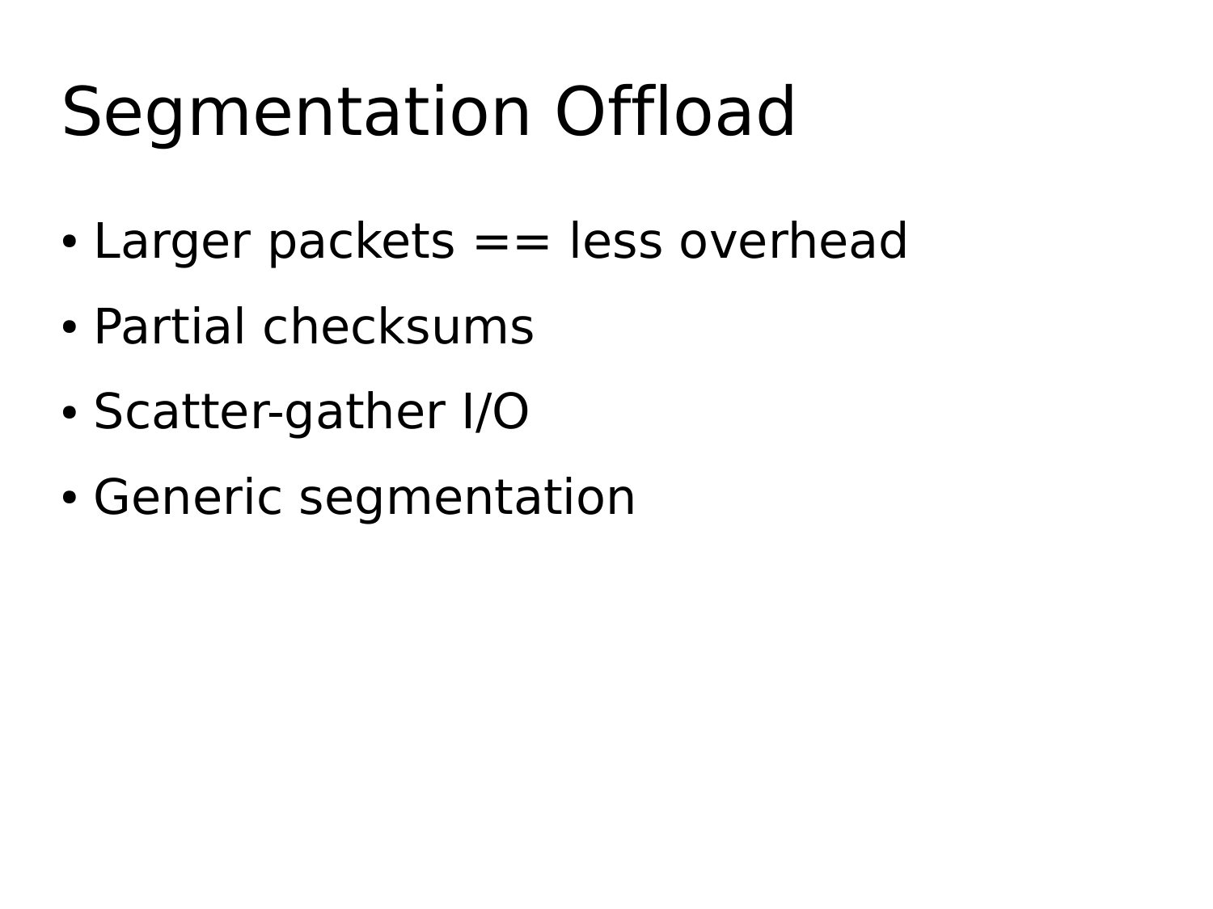# Segmentation Offload

- Larger packets == less overhead
- Partial checksums
- Scatter-gather I/O
- Generic segmentation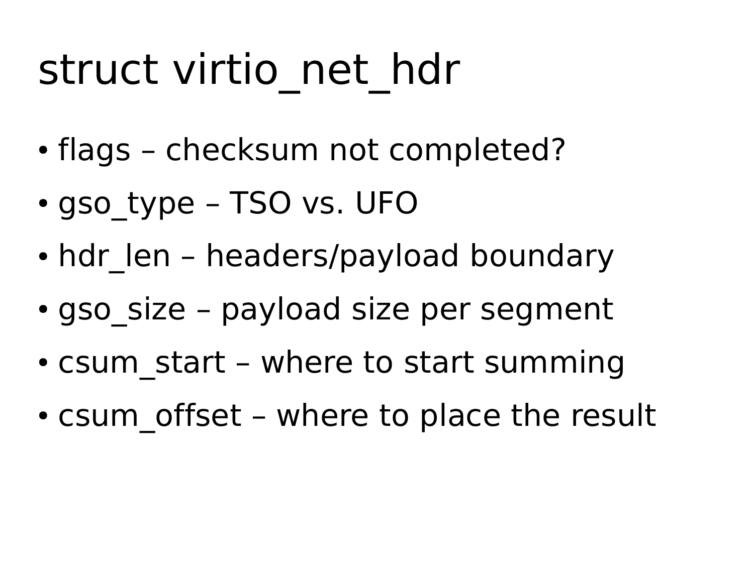# struct virtio_net_hdr

- flags – checksum not completed?
- gso_type – TSO vs. UFO
- hdr_len – headers/payload boundary
- gso_size – payload size per segment
- csum_start – where to start summing
- csum_offset – where to place the result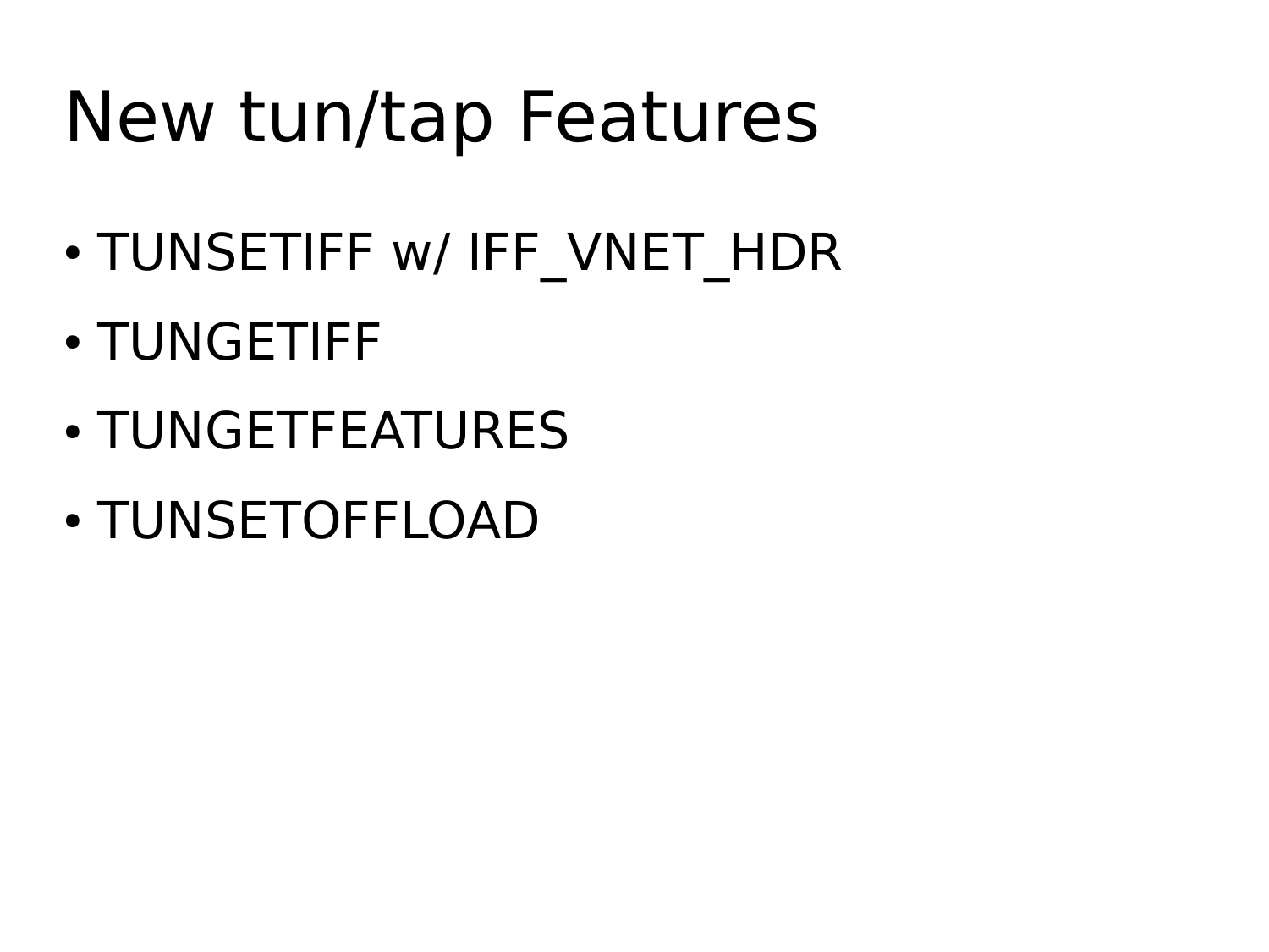# New tun/tap Features

- TUNSETIFF w/ IFF_VNET_HDR
- TUNGETIFF
- TUNGETFEATURES
- TUNSETOFFLOAD